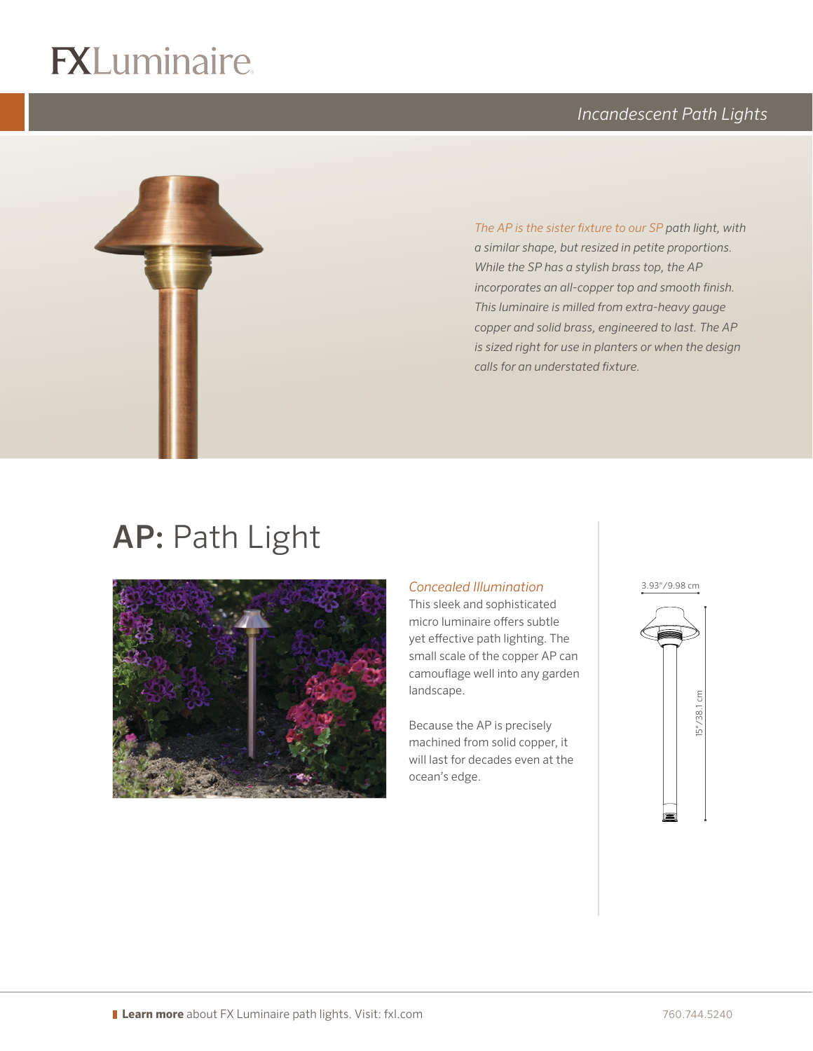# FXLuminaire

*Incandescent Path Lights*

*The AP is the sister fixture to our SP path light, with a similar shape, but resized in petite proportions. While the SP has a stylish brass top, the AP incorporates an all-copper top and smooth finish. This luminaire is milled from extra-heavy gauge copper and solid brass, engineered to last. The AP is sized right for use in planters or when the design calls for an understated fixture.*

## **AP:** Path Light

*Concealed Illumination*

This sleek and sophisticated micro luminaire offers subtle yet effective path lighting. The small scale of the copper AP can camouflage well into any garden landscape.

Because the AP is precisely machined from solid copper, it will last for decades even at the ocean's edge.

3.93"/9.98 cm

15"/38.1 cm

**Learn more** about FX Luminaire path lights. Visit: fxl.com

760.744.5240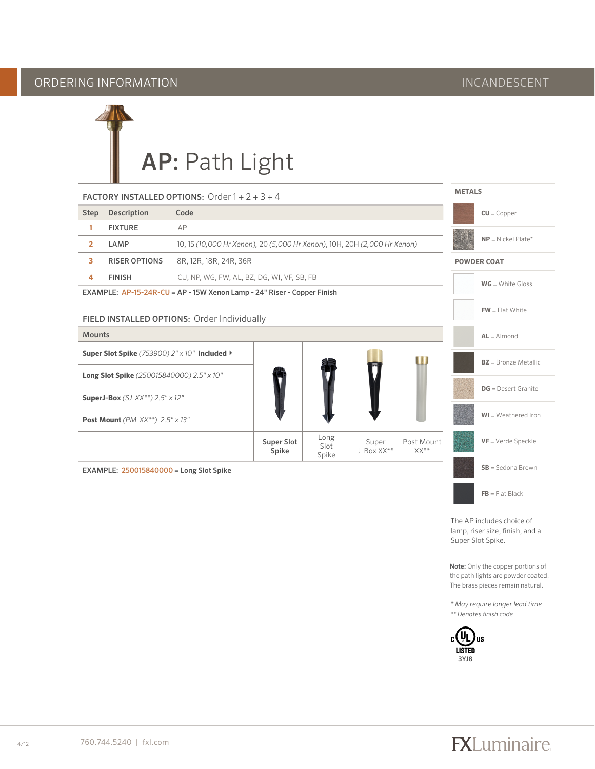## ORDERING INFORMATION

INCANDESCENT

# AP: Path Light

### FACTORY INSTALLED OPTIONS: Order 1 + 2 + 3 + 4

| Step | Description | Code |
|---|---|---|
| 1 | FIXTURE | AP |
| 2 | LAMP | 10, 15 *(10,000 Hr Xenon)*, 20 *(5,000 Hr Xenon)*, 10H, 20H *(2,000 Hr Xenon)* |
| 3 | RISER OPTIONS | 8R, 12R, 18R, 24R, 36R |
| 4 | FINISH | CU, NP, WG, FW, AL, BZ, DG, WI, VF, SB, FB |

**EXAMPLE: AP-15-24R-CU = AP - 15W Xenon Lamp - 24" Riser - Copper Finish**

### FIELD INSTALLED OPTIONS: Order Individually

| Mounts |
|---|
| **Super Slot Spike** *(753900) 2" x 10"* **Included** ▸ |
| **Long Slot Spike** *(250015840000) 2.5" x 10"* |
| **SuperJ-Box** *(SJ-XX\*\*) 2.5" x 12"* |
| **Post Mount** *(PM-XX\*\*) 2.5" x 13"* |

Super Slot Spike | Long Slot Spike | Super J-Box XX** | Post Mount XX**

**EXAMPLE: 250015840000 = Long Slot Spike**

### METALS

- **CU** = Copper
- **NP** = Nickel Plate*

### POWDER COAT

- **WG** = White Gloss
- **FW** = Flat White
- **AL** = Almond
- **BZ** = Bronze Metallic
- **DG** = Desert Granite
- **WI** = Weathered Iron
- **VF** = Verde Speckle
- **SB** = Sedona Brown
- **FB** = Flat Black

The AP includes choice of lamp, riser size, finish, and a Super Slot Spike.

**Note:** Only the copper portions of the path lights are powder coated. The brass pieces remain natural.

*\* May require longer lead time*
*\*\* Denotes finish code*

c UL us LISTED 3YJ8

760.744.5240 | fxl.com

FXLuminaire